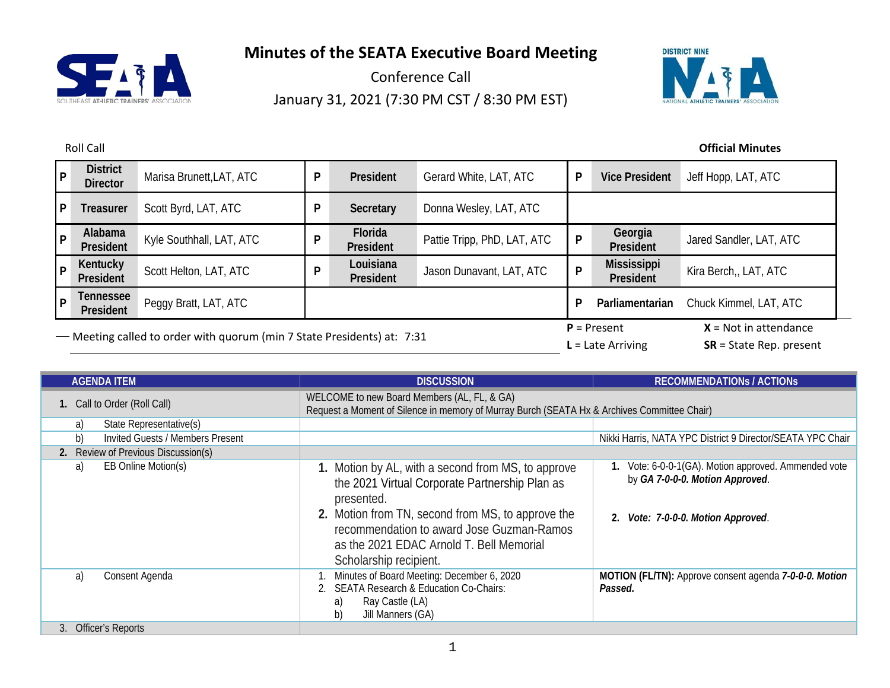# Minutes of the SEATA Executive Board Meeting

Conference Call

January 31, 2021 (7:30 PM CST / 8:30 PM EST)

Roll Call

**Official Minutes**

| | | | | | | | | |
|---|---|---|---|---|---|---|---|---|
| P | **District Director** | Marisa Brunett,LAT, ATC | P | **President** | Gerard White, LAT, ATC | P | **Vice President** | Jeff Hopp, LAT, ATC |
| P | **Treasurer** | Scott Byrd, LAT, ATC | P | **Secretary** | Donna Wesley, LAT, ATC | | | |
| P | **Alabama President** | Kyle Southhall, LAT, ATC | P | **Florida President** | Pattie Tripp, PhD, LAT, ATC | P | **Georgia President** | Jared Sandler, LAT, ATC |
| P | **Kentucky President** | Scott Helton, LAT, ATC | P | **Louisiana President** | Jason Dunavant, LAT, ATC | P | **Mississippi President** | Kira Berch,, LAT, ATC |
| P | **Tennessee President** | Peggy Bratt, LAT, ATC | | | | P | **Parliamentarian** | Chuck Kimmel, LAT, ATC |

Meeting called to order with quorum (min 7 State Presidents) at: 7:31

**P** = Present **X** = Not in attendance
**L** = Late Arriving **SR** = State Rep. present

| AGENDA ITEM | DISCUSSION | RECOMMENDATIONs / ACTIONs |
|---|---|---|
| **1.** Call to Order (Roll Call) | WELCOME to new Board Members (AL, FL, & GA)<br>Request a Moment of Silence in memory of Murray Burch (SEATA Hx & Archives Committee Chair) | |
| a) State Representative(s) | | |
| b) Invited Guests / Members Present | | Nikki Harris, NATA YPC District 9 Director/SEATA YPC Chair |
| **2.** Review of Previous Discussion(s) | | |
| a) EB Online Motion(s) | **1.** Motion by AL, with a second from MS, to approve the 2021 Virtual Corporate Partnership Plan as presented.<br>**2.** Motion from TN, second from MS, to approve the recommendation to award Jose Guzman-Ramos as the 2021 EDAC Arnold T. Bell Memorial Scholarship recipient. | **1.** Vote: 6-0-0-1(GA). Motion approved. Ammended vote by ***GA 7-0-0-0. Motion Approved***.<br><br>**2.** ***Vote: 7-0-0-0. Motion Approved***. |
| a) Consent Agenda | 1. Minutes of Board Meeting: December 6, 2020<br>2. SEATA Research & Education Co-Chairs:<br>a) Ray Castle (LA)<br>b) Jill Manners (GA) | **MOTION (FL/TN):** Approve consent agenda ***7-0-0-0. Motion Passed.*** |
| 3. Officer's Reports | | |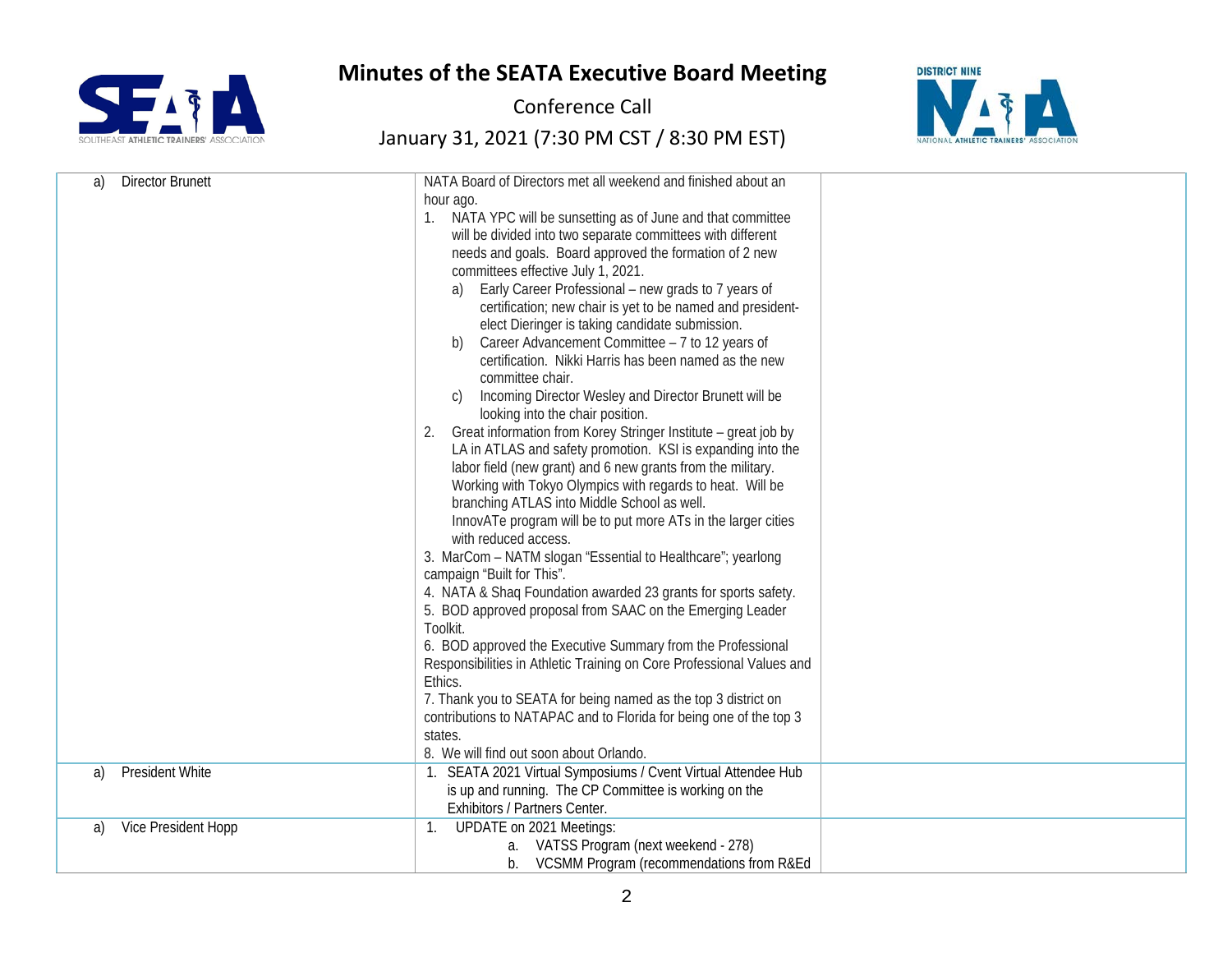| | | |
|---|---|---|
| a) Director Brunett | NATA Board of Directors met all weekend and finished about an hour ago.<br>1. NATA YPC will be sunsetting as of June and that committee will be divided into two separate committees with different needs and goals. Board approved the formation of 2 new committees effective July 1, 2021.<br>a) Early Career Professional – new grads to 7 years of certification; new chair is yet to be named and president-elect Dieringer is taking candidate submission.<br>b) Career Advancement Committee – 7 to 12 years of certification. Nikki Harris has been named as the new committee chair.<br>c) Incoming Director Wesley and Director Brunett will be looking into the chair position.<br>2. Great information from Korey Stringer Institute – great job by LA in ATLAS and safety promotion. KSI is expanding into the labor field (new grant) and 6 new grants from the military. Working with Tokyo Olympics with regards to heat. Will be branching ATLAS into Middle School as well. InnovATe program will be to put more ATs in the larger cities with reduced access.<br>3. MarCom – NATM slogan "Essential to Healthcare"; yearlong campaign "Built for This".<br>4. NATA & Shaq Foundation awarded 23 grants for sports safety.<br>5. BOD approved proposal from SAAC on the Emerging Leader Toolkit.<br>6. BOD approved the Executive Summary from the Professional Responsibilities in Athletic Training on Core Professional Values and Ethics.<br>7. Thank you to SEATA for being named as the top 3 district on contributions to NATAPAC and to Florida for being one of the top 3 states.<br>8. We will find out soon about Orlando. | |
| a) President White | 1. SEATA 2021 Virtual Symposiums / Cvent Virtual Attendee Hub is up and running. The CP Committee is working on the Exhibitors / Partners Center. | |
| a) Vice President Hopp | 1. UPDATE on 2021 Meetings:<br>a. VATSS Program (next weekend - 278)<br>b. VCSMM Program (recommendations from R&Ed | |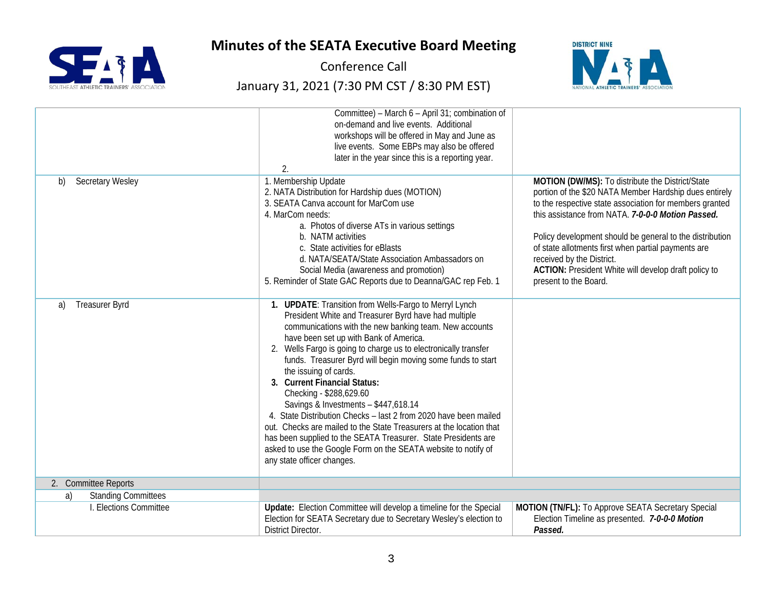# Minutes of the SEATA Executive Board Meeting

Conference Call

January 31, 2021 (7:30 PM CST / 8:30 PM EST)

| | | |
|---|---|---|
| | Committee) – March 6 – April 31; combination of on-demand and live events. Additional workshops will be offered in May and June as live events. Some EBPs may also be offered later in the year since this is a reporting year.<br>2. | |
| b) Secretary Wesley | 1. Membership Update<br>2. NATA Distribution for Hardship dues (MOTION)<br>3. SEATA Canva account for MarCom use<br>4. MarCom needs:<br>a. Photos of diverse ATs in various settings<br>b. NATM activities<br>c. State activities for eBlasts<br>d. NATA/SEATA/State Association Ambassadors on Social Media (awareness and promotion)<br>5. Reminder of State GAC Reports due to Deanna/GAC rep Feb. 1 | **MOTION (DW/MS):** To distribute the District/State portion of the $20 NATA Member Hardship dues entirely to the respective state association for members granted this assistance from NATA. ***7-0-0-0 Motion Passed.***<br><br>Policy development should be general to the distribution of state allotments first when partial payments are received by the District.<br>**ACTION:** President White will develop draft policy to present to the Board. |
| a) Treasurer Byrd | 1. **UPDATE**: Transition from Wells-Fargo to Merryl Lynch President White and Treasurer Byrd have had multiple communications with the new banking team. New accounts have been set up with Bank of America.<br>2. Wells Fargo is going to charge us to electronically transfer funds. Treasurer Byrd will begin moving some funds to start the issuing of cards.<br>3. **Current Financial Status:**<br>Checking - $288,629.60<br>Savings & Investments – $447,618.14<br>4. State Distribution Checks – last 2 from 2020 have been mailed out. Checks are mailed to the State Treasurers at the location that has been supplied to the SEATA Treasurer. State Presidents are asked to use the Google Form on the SEATA website to notify of any state officer changes. | |
| 2. Committee Reports | | |
| a) Standing Committees | | |
| I. Elections Committee | **Update:** Election Committee will develop a timeline for the Special Election for SEATA Secretary due to Secretary Wesley's election to District Director. | **MOTION (TN/FL):** To Approve SEATA Secretary Special Election Timeline as presented. ***7-0-0-0 Motion Passed.*** |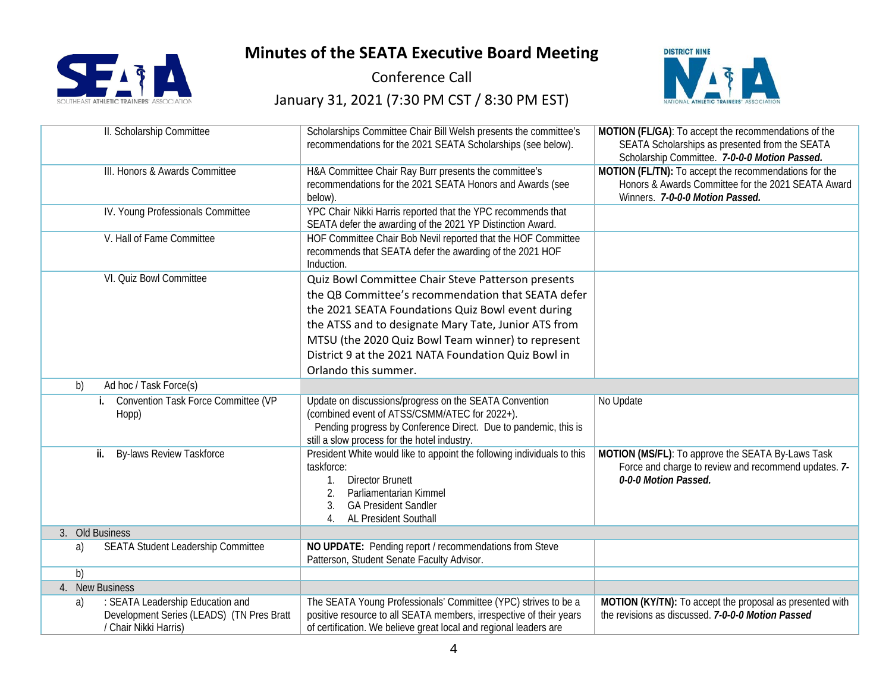# Minutes of the SEATA Executive Board Meeting

Conference Call

January 31, 2021 (7:30 PM CST / 8:30 PM EST)

| | | |
|---|---|---|
| II. Scholarship Committee | Scholarships Committee Chair Bill Welsh presents the committee's recommendations for the 2021 SEATA Scholarships (see below). | **MOTION (FL/GA)**: To accept the recommendations of the SEATA Scholarships as presented from the SEATA Scholarship Committee. ***7-0-0-0 Motion Passed.*** |
| III. Honors & Awards Committee | H&A Committee Chair Ray Burr presents the committee's recommendations for the 2021 SEATA Honors and Awards (see below). | **MOTION (FL/TN):** To accept the recommendations for the Honors & Awards Committee for the 2021 SEATA Award Winners. ***7-0-0-0 Motion Passed.*** |
| IV. Young Professionals Committee | YPC Chair Nikki Harris reported that the YPC recommends that SEATA defer the awarding of the 2021 YP Distinction Award. | |
| V. Hall of Fame Committee | HOF Committee Chair Bob Nevil reported that the HOF Committee recommends that SEATA defer the awarding of the 2021 HOF Induction. | |
| VI. Quiz Bowl Committee | Quiz Bowl Committee Chair Steve Patterson presents the QB Committee's recommendation that SEATA defer the 2021 SEATA Foundations Quiz Bowl event during the ATSS and to designate Mary Tate, Junior ATS from MTSU (the 2020 Quiz Bowl Team winner) to represent District 9 at the 2021 NATA Foundation Quiz Bowl in Orlando this summer. | |
| b) Ad hoc / Task Force(s) | | |
| **i.** Convention Task Force Committee (VP Hopp) | Update on discussions/progress on the SEATA Convention (combined event of ATSS/CSMM/ATEC for 2022+). Pending progress by Conference Direct. Due to pandemic, this is still a slow process for the hotel industry. | No Update |
| **ii.** By-laws Review Taskforce | President White would like to appoint the following individuals to this taskforce:<br>1. Director Brunett<br>2. Parliamentarian Kimmel<br>3. GA President Sandler<br>4. AL President Southall | **MOTION (MS/FL)**: To approve the SEATA By-Laws Task Force and charge to review and recommend updates. ***7-0-0-0 Motion Passed.*** |
| 3. Old Business | | |
| a) SEATA Student Leadership Committee | **NO UPDATE:** Pending report / recommendations from Steve Patterson, Student Senate Faculty Advisor. | |
| b) | | |
| 4. New Business | | |
| a) : SEATA Leadership Education and Development Series (LEADS) (TN Pres Bratt / Chair Nikki Harris) | The SEATA Young Professionals' Committee (YPC) strives to be a positive resource to all SEATA members, irrespective of their years of certification. We believe great local and regional leaders are | **MOTION (KY/TN):** To accept the proposal as presented with the revisions as discussed. ***7-0-0-0 Motion Passed*** |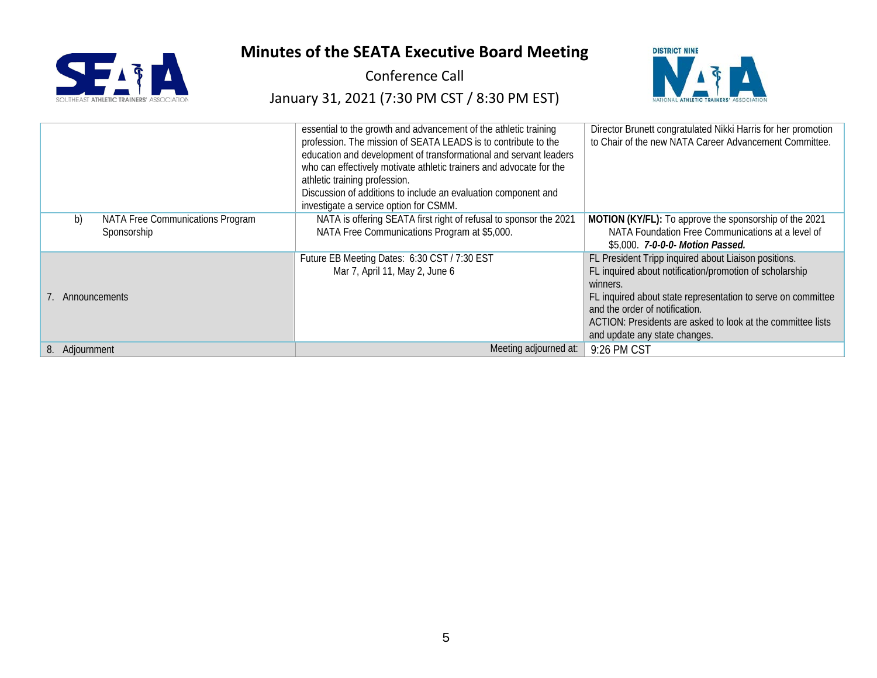# Minutes of the SEATA Executive Board Meeting

Conference Call

January 31, 2021 (7:30 PM CST / 8:30 PM EST)

| | | |
|---|---|---|
| | essential to the growth and advancement of the athletic training profession. The mission of SEATA LEADS is to contribute to the education and development of transformational and servant leaders who can effectively motivate athletic trainers and advocate for the athletic training profession.<br>Discussion of additions to include an evaluation component and investigate a service option for CSMM. | Director Brunett congratulated Nikki Harris for her promotion to Chair of the new NATA Career Advancement Committee. |
| b) NATA Free Communications Program Sponsorship | NATA is offering SEATA first right of refusal to sponsor the 2021 NATA Free Communications Program at $5,000. | **MOTION (KY/FL):** To approve the sponsorship of the 2021 NATA Foundation Free Communications at a level of $5,000. ***7-0-0-0- Motion Passed.*** |
| 7. Announcements | Future EB Meeting Dates: 6:30 CST / 7:30 EST<br>Mar 7, April 11, May 2, June 6 | FL President Tripp inquired about Liaison positions.<br>FL inquired about notification/promotion of scholarship winners.<br>FL inquired about state representation to serve on committee and the order of notification.<br>ACTION: Presidents are asked to look at the committee lists and update any state changes. |
| 8. Adjournment | Meeting adjourned at: | 9:26 PM CST |